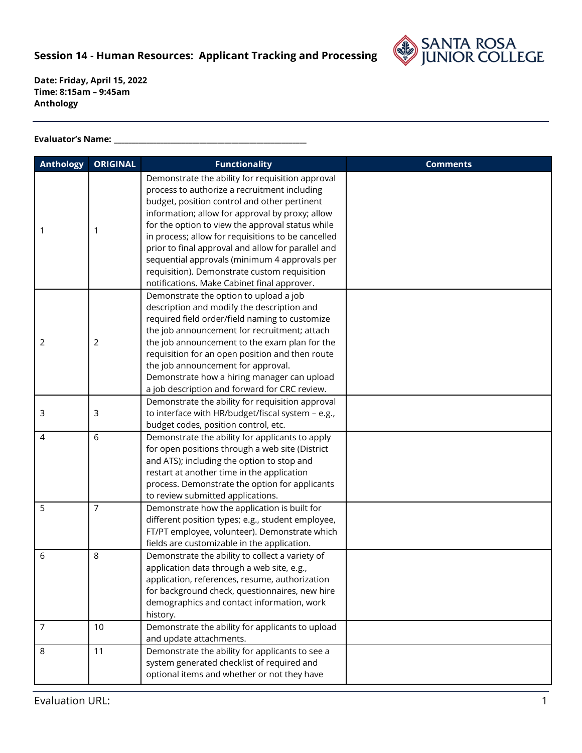## Session 14 - Human Resources: Applicant Tracking and Processing

**Date: Friday, April 15, 2022**
**Time: 8:15am – 9:45am**
**Anthology**

**Evaluator's Name:** _______________________________________________

| Anthology | ORIGINAL | Functionality | Comments |
|---|---|---|---|
| 1 | 1 | Demonstrate the ability for requisition approval process to authorize a recruitment including budget, position control and other pertinent information; allow for approval by proxy; allow for the option to view the approval status while in process; allow for requisitions to be cancelled prior to final approval and allow for parallel and sequential approvals (minimum 4 approvals per requisition). Demonstrate custom requisition notifications. Make Cabinet final approver. | |
| 2 | 2 | Demonstrate the option to upload a job description and modify the description and required field order/field naming to customize the job announcement for recruitment; attach the job announcement to the exam plan for the requisition for an open position and then route the job announcement for approval. Demonstrate how a hiring manager can upload a job description and forward for CRC review. | |
| 3 | 3 | Demonstrate the ability for requisition approval to interface with HR/budget/fiscal system – e.g., budget codes, position control, etc. | |
| 4 | 6 | Demonstrate the ability for applicants to apply for open positions through a web site (District and ATS); including the option to stop and restart at another time in the application process. Demonstrate the option for applicants to review submitted applications. | |
| 5 | 7 | Demonstrate how the application is built for different position types; e.g., student employee, FT/PT employee, volunteer). Demonstrate which fields are customizable in the application. | |
| 6 | 8 | Demonstrate the ability to collect a variety of application data through a web site, e.g., application, references, resume, authorization for background check, questionnaires, new hire demographics and contact information, work history. | |
| 7 | 10 | Demonstrate the ability for applicants to upload and update attachments. | |
| 8 | 11 | Demonstrate the ability for applicants to see a system generated checklist of required and optional items and whether or not they have | |

Evaluation URL: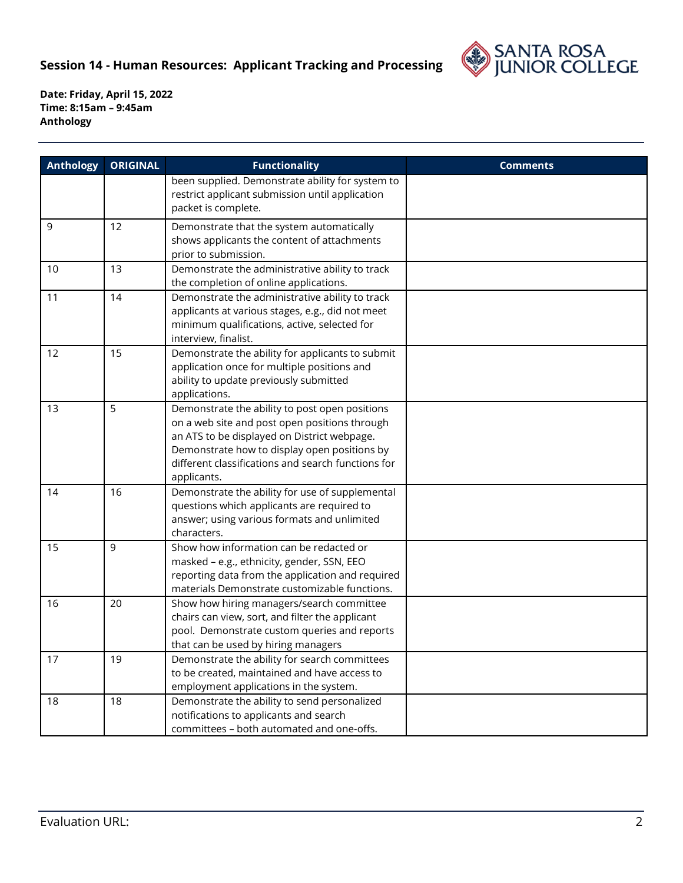**Session 14 - Human Resources: Applicant Tracking and Processing**

**Date: Friday, April 15, 2022**
**Time: 8:15am – 9:45am**
**Anthology**

| Anthology | ORIGINAL | Functionality | Comments |
|---|---|---|---|
| | | been supplied. Demonstrate ability for system to restrict applicant submission until application packet is complete. | |
| 9 | 12 | Demonstrate that the system automatically shows applicants the content of attachments prior to submission. | |
| 10 | 13 | Demonstrate the administrative ability to track the completion of online applications. | |
| 11 | 14 | Demonstrate the administrative ability to track applicants at various stages, e.g., did not meet minimum qualifications, active, selected for interview, finalist. | |
| 12 | 15 | Demonstrate the ability for applicants to submit application once for multiple positions and ability to update previously submitted applications. | |
| 13 | 5 | Demonstrate the ability to post open positions on a web site and post open positions through an ATS to be displayed on District webpage. Demonstrate how to display open positions by different classifications and search functions for applicants. | |
| 14 | 16 | Demonstrate the ability for use of supplemental questions which applicants are required to answer; using various formats and unlimited characters. | |
| 15 | 9 | Show how information can be redacted or masked – e.g., ethnicity, gender, SSN, EEO reporting data from the application and required materials Demonstrate customizable functions. | |
| 16 | 20 | Show how hiring managers/search committee chairs can view, sort, and filter the applicant pool. Demonstrate custom queries and reports that can be used by hiring managers | |
| 17 | 19 | Demonstrate the ability for search committees to be created, maintained and have access to employment applications in the system. | |
| 18 | 18 | Demonstrate the ability to send personalized notifications to applicants and search committees – both automated and one-offs. | |

Evaluation URL: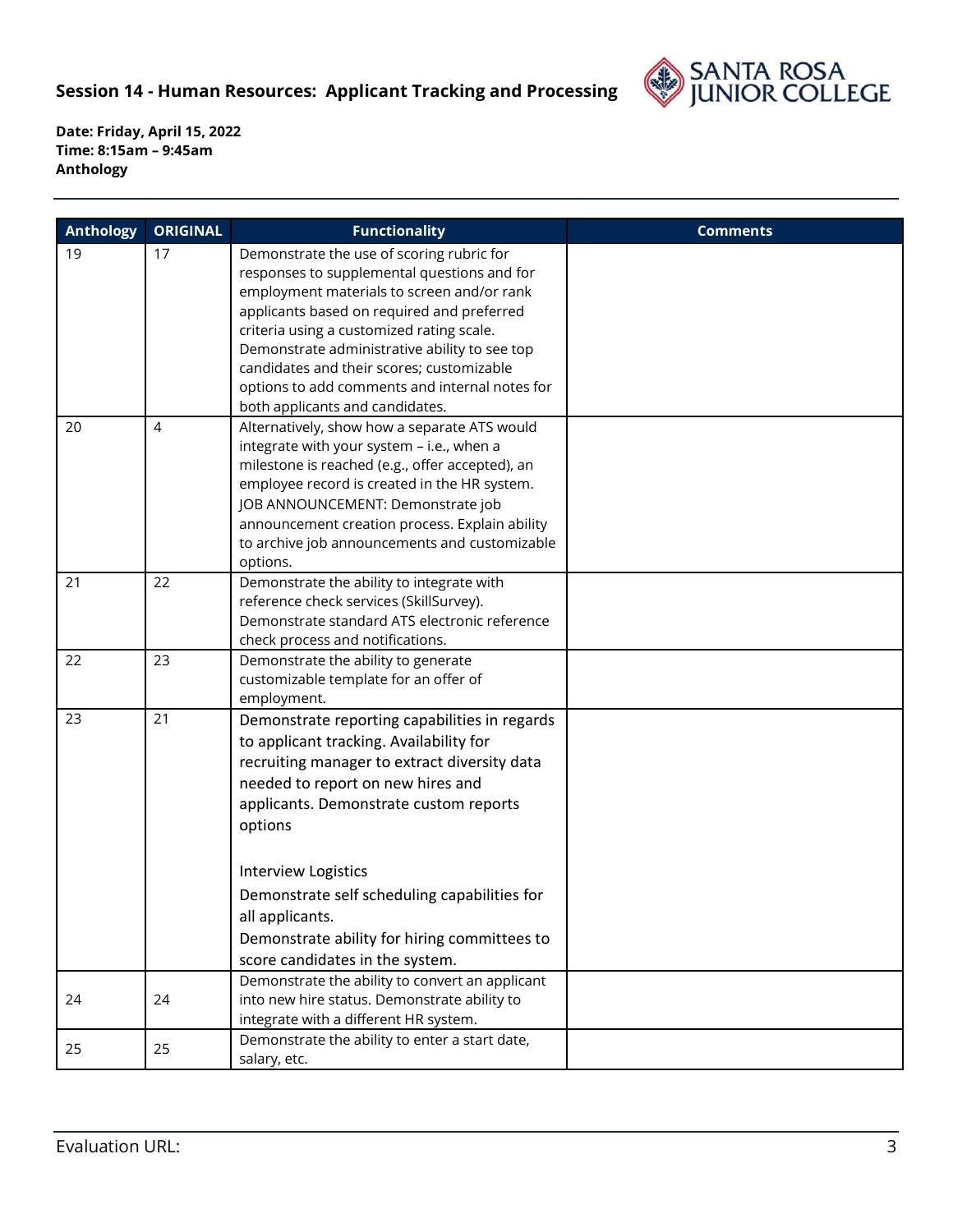**Session 14 - Human Resources: Applicant Tracking and Processing**

**Date: Friday, April 15, 2022**
**Time: 8:15am – 9:45am**
**Anthology**

| Anthology | ORIGINAL | Functionality | Comments |
|---|---|---|---|
| 19 | 17 | Demonstrate the use of scoring rubric for responses to supplemental questions and for employment materials to screen and/or rank applicants based on required and preferred criteria using a customized rating scale. Demonstrate administrative ability to see top candidates and their scores; customizable options to add comments and internal notes for both applicants and candidates. | |
| 20 | 4 | Alternatively, show how a separate ATS would integrate with your system – i.e., when a milestone is reached (e.g., offer accepted), an employee record is created in the HR system. JOB ANNOUNCEMENT: Demonstrate job announcement creation process. Explain ability to archive job announcements and customizable options. | |
| 21 | 22 | Demonstrate the ability to integrate with reference check services (SkillSurvey). Demonstrate standard ATS electronic reference check process and notifications. | |
| 22 | 23 | Demonstrate the ability to generate customizable template for an offer of employment. | |
| 23 | 21 | Demonstrate reporting capabilities in regards to applicant tracking. Availability for recruiting manager to extract diversity data needed to report on new hires and applicants. Demonstrate custom reports options<br><br>Interview Logistics<br>Demonstrate self scheduling capabilities for all applicants.<br>Demonstrate ability for hiring committees to score candidates in the system. | |
| 24 | 24 | Demonstrate the ability to convert an applicant into new hire status. Demonstrate ability to integrate with a different HR system. | |
| 25 | 25 | Demonstrate the ability to enter a start date, salary, etc. | |

Evaluation URL: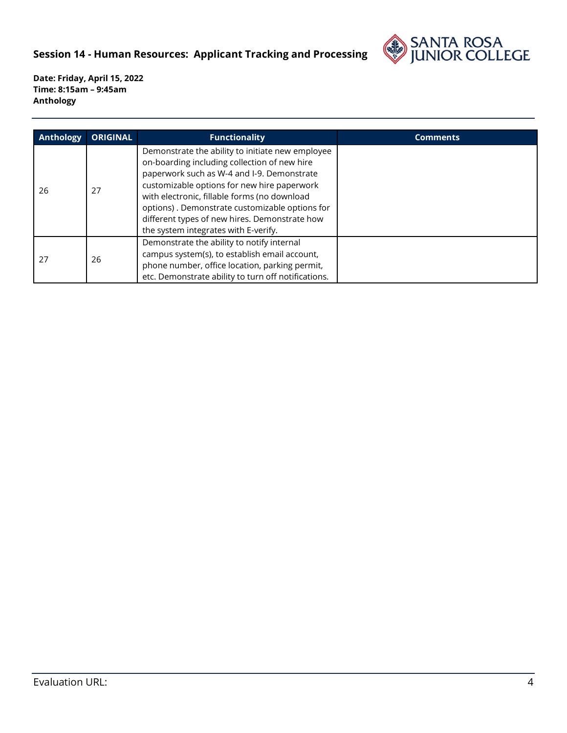## Session 14 - Human Resources: Applicant Tracking and Processing

**Date: Friday, April 15, 2022**
**Time: 8:15am – 9:45am**
**Anthology**

| Anthology | ORIGINAL | Functionality | Comments |
|---|---|---|---|
| 26 | 27 | Demonstrate the ability to initiate new employee on-boarding including collection of new hire paperwork such as W-4 and I-9. Demonstrate customizable options for new hire paperwork with electronic, fillable forms (no download options) . Demonstrate customizable options for different types of new hires. Demonstrate how the system integrates with E-verify. | |
| 27 | 26 | Demonstrate the ability to notify internal campus system(s), to establish email account, phone number, office location, parking permit, etc. Demonstrate ability to turn off notifications. | |

Evaluation URL: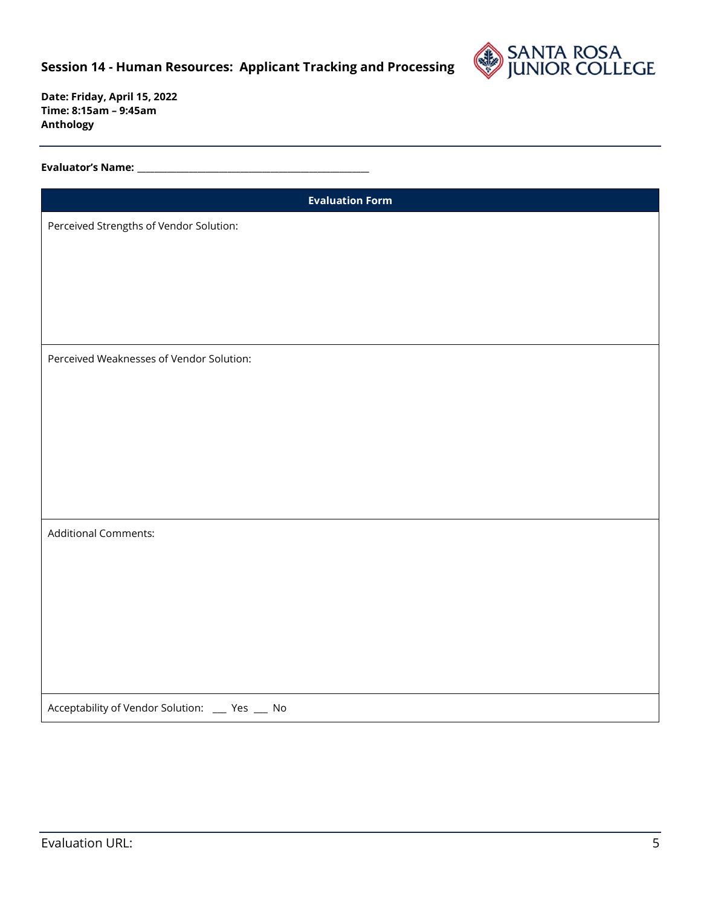**Session 14 - Human Resources: Applicant Tracking and Processing**

**Date: Friday, April 15, 2022**
**Time: 8:15am – 9:45am**
**Anthology**

---

**Evaluator's Name:** ___________________________________________

| Evaluation Form |
|---|
| Perceived Strengths of Vendor Solution: |
| Perceived Weaknesses of Vendor Solution: |
| Additional Comments: |
| Acceptability of Vendor Solution: ___ Yes ___ No |

Evaluation URL: